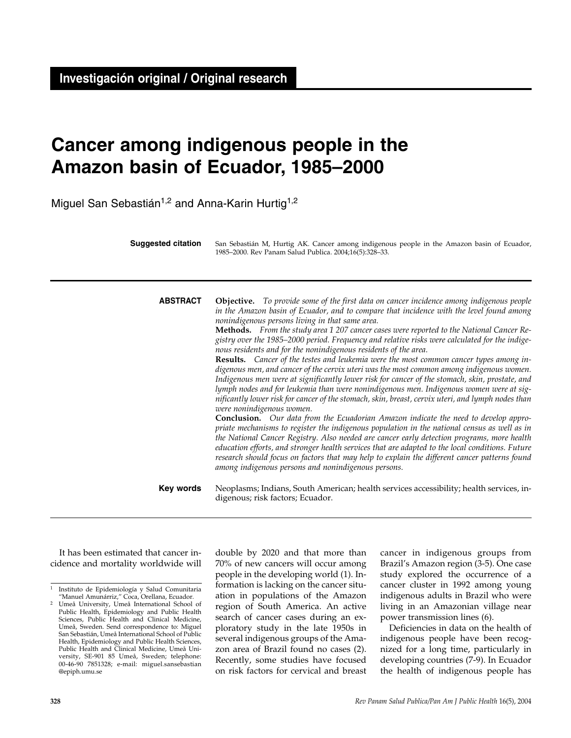**Investigación original / Original research**

# Cancer among indigenous people in the Amazon basin of Ecuador, 1985–2000

Miguel San Sebastián[1,2] and Anna-Karin Hurtig[1,2]

**Suggested citation** San Sebastián M, Hurtig AK. Cancer among indigenous people in the Amazon basin of Ecuador, 1985–2000. Rev Panam Salud Publica. 2004;16(5):328–33.

**ABSTRACT**

**Objective.** *To provide some of the first data on cancer incidence among indigenous people in the Amazon basin of Ecuador, and to compare that incidence with the level found among nonindigenous persons living in that same area.*

**Methods.** *From the study area 1 207 cancer cases were reported to the National Cancer Registry over the 1985–2000 period. Frequency and relative risks were calculated for the indigenous residents and for the nonindigenous residents of the area.*

**Results.** *Cancer of the testes and leukemia were the most common cancer types among indigenous men, and cancer of the cervix uteri was the most common among indigenous women. Indigenous men were at significantly lower risk for cancer of the stomach, skin, prostate, and lymph nodes and for leukemia than were nonindigenous men. Indigenous women were at significantly lower risk for cancer of the stomach, skin, breast, cervix uteri, and lymph nodes than were nonindigenous women.*

**Conclusion.** *Our data from the Ecuadorian Amazon indicate the need to develop appropriate mechanisms to register the indigenous population in the national census as well as in the National Cancer Registry. Also needed are cancer early detection programs, more health education efforts, and stronger health services that are adapted to the local conditions. Future research should focus on factors that may help to explain the different cancer patterns found among indigenous persons and nonindigenous persons.*

**Key words** Neoplasms; Indians, South American; health services accessibility; health services, indigenous; risk factors; Ecuador.

---

It has been estimated that cancer incidence and mortality worldwide will double by 2020 and that more than 70% of new cancers will occur among people in the developing world (1). Information is lacking on the cancer situation in populations of the Amazon region of South America. An active search of cancer cases during an exploratory study in the late 1950s in several indigenous groups of the Amazon area of Brazil found no cases (2). Recently, some studies have focused on risk factors for cervical and breast cancer in indigenous groups from Brazil's Amazon region (3-5). One case study explored the occurrence of a cancer cluster in 1992 among young indigenous adults in Brazil who were living in an Amazonian village near power transmission lines (6).

Deficiencies in data on the health of indigenous people have been recognized for a long time, particularly in developing countries (7-9). In Ecuador the health of indigenous people has

---

[1] Instituto de Epidemiología y Salud Comunitaria "Manuel Amunárriz," Coca, Orellana, Ecuador.

[2] Umeå University, Umeå International School of Public Health, Epidemiology and Public Health Sciences, Public Health and Clinical Medicine, Umeå, Sweden. Send correspondence to: Miguel San Sebastián, Umeå International School of Public Health, Epidemiology and Public Health Sciences, Public Health and Clinical Medicine, Umeå University, SE-901 85 Umeå, Sweden; telephone: 00-46-90 7851328; e-mail: miguel.sansebastian@epiph.umu.se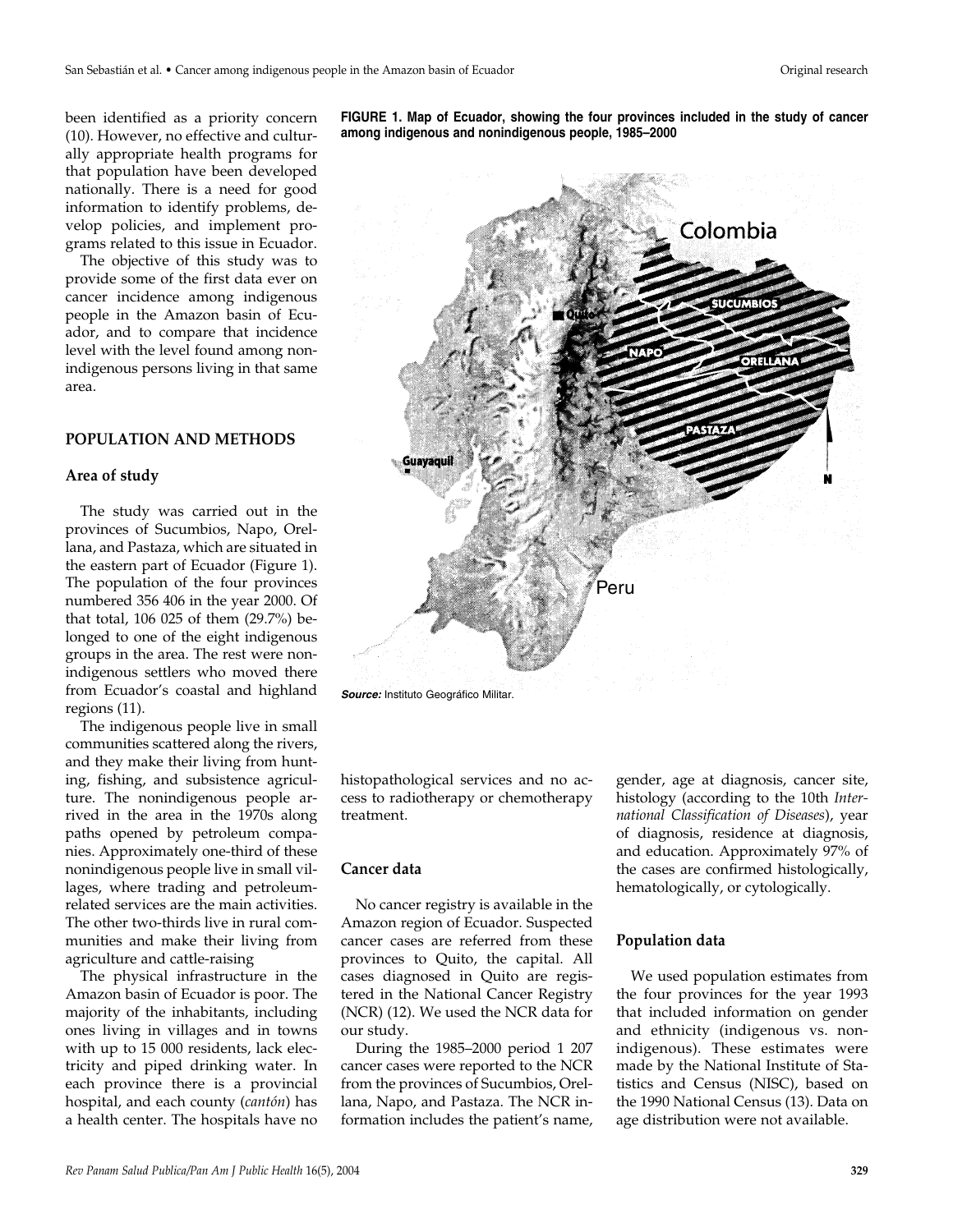been identified as a priority concern (10). However, no effective and culturally appropriate health programs for that population have been developed nationally. There is a need for good information to identify problems, develop policies, and implement programs related to this issue in Ecuador.

The objective of this study was to provide some of the first data ever on cancer incidence among indigenous people in the Amazon basin of Ecuador, and to compare that incidence level with the level found among nonindigenous persons living in that same area.

## POPULATION AND METHODS

### Area of study

The study was carried out in the provinces of Sucumbios, Napo, Orellana, and Pastaza, which are situated in the eastern part of Ecuador (Figure 1). The population of the four provinces numbered 356 406 in the year 2000. Of that total, 106 025 of them (29.7%) belonged to one of the eight indigenous groups in the area. The rest were nonindigenous settlers who moved there from Ecuador's coastal and highland regions (11).

The indigenous people live in small communities scattered along the rivers, and they make their living from hunting, fishing, and subsistence agriculture. The nonindigenous people arrived in the area in the 1970s along paths opened by petroleum companies. Approximately one-third of these nonindigenous people live in small villages, where trading and petroleum-related services are the main activities. The other two-thirds live in rural communities and make their living from agriculture and cattle-raising

The physical infrastructure in the Amazon basin of Ecuador is poor. The majority of the inhabitants, including ones living in villages and in towns with up to 15 000 residents, lack electricity and piped drinking water. In each province there is a provincial hospital, and each county (*cantón*) has a health center. The hospitals have no histopathological services and no access to radiotherapy or chemotherapy treatment.

**FIGURE 1. Map of Ecuador, showing the four provinces included in the study of cancer among indigenous and nonindigenous people, 1985–2000**

*Source:* Instituto Geográfico Militar.

### Cancer data

No cancer registry is available in the Amazon region of Ecuador. Suspected cancer cases are referred from these provinces to Quito, the capital. All cases diagnosed in Quito are registered in the National Cancer Registry (NCR) (12). We used the NCR data for our study.

During the 1985–2000 period 1 207 cancer cases were reported to the NCR from the provinces of Sucumbios, Orellana, Napo, and Pastaza. The NCR information includes the patient's name, gender, age at diagnosis, cancer site, histology (according to the 10th *International Classification of Diseases*), year of diagnosis, residence at diagnosis, and education. Approximately 97% of the cases are confirmed histologically, hematologically, or cytologically.

### Population data

We used population estimates from the four provinces for the year 1993 that included information on gender and ethnicity (indigenous vs. nonindigenous). These estimates were made by the National Institute of Statistics and Census (NISC), based on the 1990 National Census (13). Data on age distribution were not available.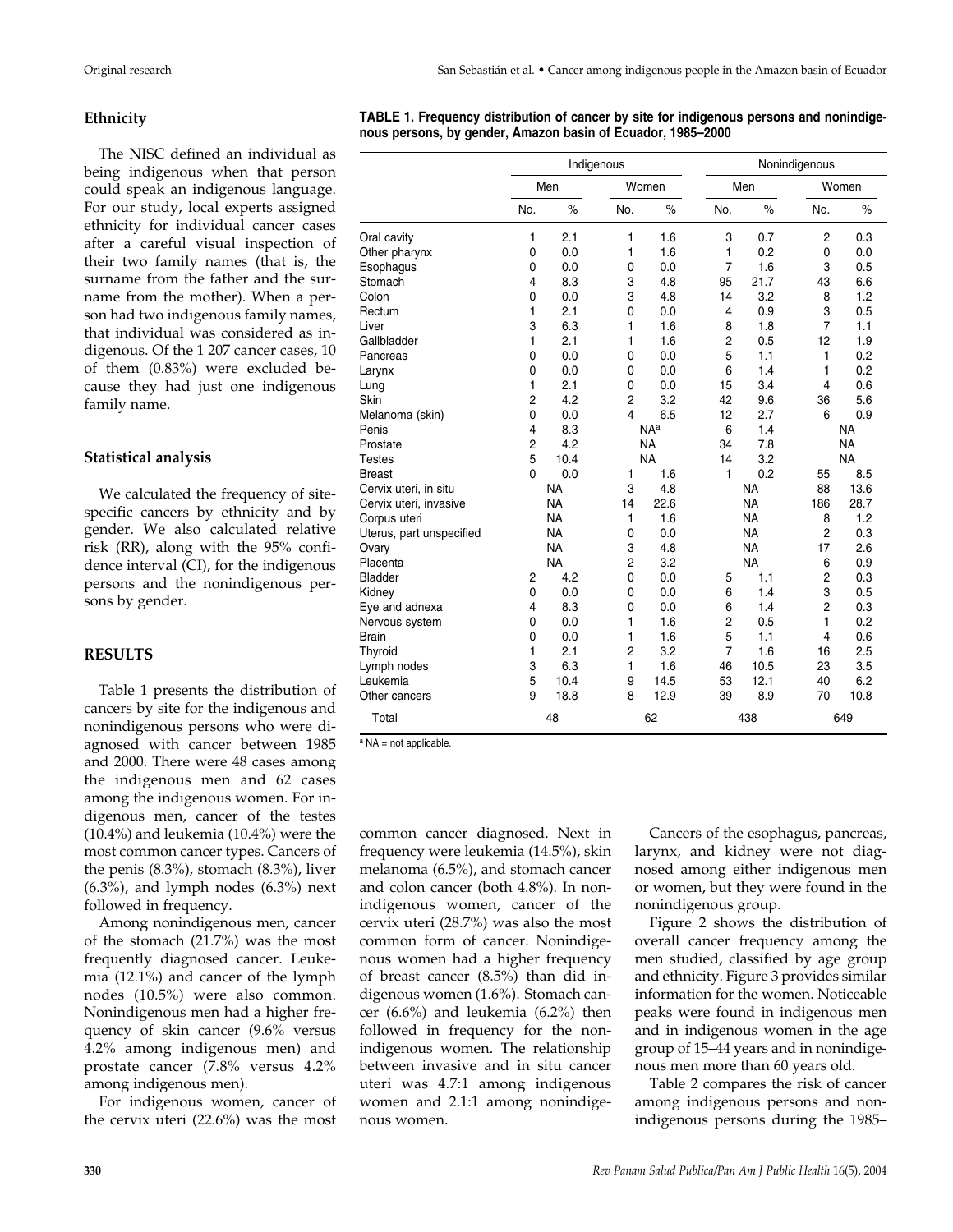### Ethnicity

The NISC defined an individual as being indigenous when that person could speak an indigenous language. For our study, local experts assigned ethnicity for individual cancer cases after a careful visual inspection of their two family names (that is, the surname from the father and the surname from the mother). When a person had two indigenous family names, that individual was considered as indigenous. Of the 1 207 cancer cases, 10 of them (0.83%) were excluded because they had just one indigenous family name.

### Statistical analysis

We calculated the frequency of site-specific cancers by ethnicity and by gender. We also calculated relative risk (RR), along with the 95% confidence interval (CI), for the indigenous persons and the nonindigenous persons by gender.

## RESULTS

Table 1 presents the distribution of cancers by site for the indigenous and nonindigenous persons who were diagnosed with cancer between 1985 and 2000. There were 48 cases among the indigenous men and 62 cases among the indigenous women. For indigenous men, cancer of the testes (10.4%) and leukemia (10.4%) were the most common cancer types. Cancers of the penis (8.3%), stomach (8.3%), liver (6.3%), and lymph nodes (6.3%) next followed in frequency.

Among nonindigenous men, cancer of the stomach (21.7%) was the most frequently diagnosed cancer. Leukemia (12.1%) and cancer of the lymph nodes (10.5%) were also common. Nonindigenous men had a higher frequency of skin cancer (9.6% versus 4.2% among indigenous men) and prostate cancer (7.8% versus 4.2% among indigenous men).

For indigenous women, cancer of the cervix uteri (22.6%) was the most common cancer diagnosed. Next in frequency were leukemia (14.5%), skin melanoma (6.5%), and stomach cancer and colon cancer (both 4.8%). In nonindigenous women, cancer of the cervix uteri (28.7%) was also the most common form of cancer. Nonindigenous women had a higher frequency of breast cancer (8.5%) than did indigenous women (1.6%). Stomach cancer (6.6%) and leukemia (6.2%) then followed in frequency for the nonindigenous women. The relationship between invasive and in situ cancer uteri was 4.7:1 among indigenous women and 2.1:1 among nonindigenous women.

Cancers of the esophagus, pancreas, larynx, and kidney were not diagnosed among either indigenous men or women, but they were found in the nonindigenous group.

Figure 2 shows the distribution of overall cancer frequency among the men studied, classified by age group and ethnicity. Figure 3 provides similar information for the women. Noticeable peaks were found in indigenous men and in indigenous women in the age group of 15–44 years and in nonindigenous men more than 60 years old.

Table 2 compares the risk of cancer among indigenous persons and nonindigenous persons during the 1985–

**TABLE 1. Frequency distribution of cancer by site for indigenous persons and nonindigenous persons, by gender, Amazon basin of Ecuador, 1985–2000**

| | Indigenous | | | | Nonindigenous | | | |
|---|---|---|---|---|---|---|---|---|
| | Men | | Women | | Men | | Women | |
| | No. | % | No. | % | No. | % | No. | % |
| Oral cavity | 1 | 2.1 | 1 | 1.6 | 3 | 0.7 | 2 | 0.3 |
| Other pharynx | 0 | 0.0 | 1 | 1.6 | 1 | 0.2 | 0 | 0.0 |
| Esophagus | 0 | 0.0 | 0 | 0.0 | 7 | 1.6 | 3 | 0.5 |
| Stomach | 4 | 8.3 | 3 | 4.8 | 95 | 21.7 | 43 | 6.6 |
| Colon | 0 | 0.0 | 3 | 4.8 | 14 | 3.2 | 8 | 1.2 |
| Rectum | 1 | 2.1 | 0 | 0.0 | 4 | 0.9 | 3 | 0.5 |
| Liver | 3 | 6.3 | 1 | 1.6 | 8 | 1.8 | 7 | 1.1 |
| Gallbladder | 1 | 2.1 | 1 | 1.6 | 2 | 0.5 | 12 | 1.9 |
| Pancreas | 0 | 0.0 | 0 | 0.0 | 5 | 1.1 | 1 | 0.2 |
| Larynx | 0 | 0.0 | 0 | 0.0 | 6 | 1.4 | 1 | 0.2 |
| Lung | 1 | 2.1 | 0 | 0.0 | 15 | 3.4 | 4 | 0.6 |
| Skin | 2 | 4.2 | 2 | 3.2 | 42 | 9.6 | 36 | 5.6 |
| Melanoma (skin) | 0 | 0.0 | 4 | 6.5 | 12 | 2.7 | 6 | 0.9 |
| Penis | 4 | 8.3 | NA[a] | | 6 | 1.4 | NA | |
| Prostate | 2 | 4.2 | NA | | 34 | 7.8 | NA | |
| Testes | 5 | 10.4 | NA | | 14 | 3.2 | NA | |
| Breast | 0 | 0.0 | 1 | 1.6 | 1 | 0.2 | 55 | 8.5 |
| Cervix uteri, in situ | NA | | 3 | 4.8 | NA | | 88 | 13.6 |
| Cervix uteri, invasive | NA | | 14 | 22.6 | NA | | 186 | 28.7 |
| Corpus uteri | NA | | 1 | 1.6 | NA | | 8 | 1.2 |
| Uterus, part unspecified | NA | | 0 | 0.0 | NA | | 2 | 0.3 |
| Ovary | NA | | 3 | 4.8 | NA | | 17 | 2.6 |
| Placenta | NA | | 2 | 3.2 | NA | | 6 | 0.9 |
| Bladder | 2 | 4.2 | 0 | 0.0 | 5 | 1.1 | 2 | 0.3 |
| Kidney | 0 | 0.0 | 0 | 0.0 | 6 | 1.4 | 3 | 0.5 |
| Eye and adnexa | 4 | 8.3 | 0 | 0.0 | 6 | 1.4 | 2 | 0.3 |
| Nervous system | 0 | 0.0 | 1 | 1.6 | 2 | 0.5 | 1 | 0.2 |
| Brain | 0 | 0.0 | 1 | 1.6 | 5 | 1.1 | 4 | 0.6 |
| Thyroid | 1 | 2.1 | 2 | 3.2 | 7 | 1.6 | 16 | 2.5 |
| Lymph nodes | 3 | 6.3 | 1 | 1.6 | 46 | 10.5 | 23 | 3.5 |
| Leukemia | 5 | 10.4 | 9 | 14.5 | 53 | 12.1 | 40 | 6.2 |
| Other cancers | 9 | 18.8 | 8 | 12.9 | 39 | 8.9 | 70 | 10.8 |
| Total | 48 | | 62 | | 438 | | 649 | |

[a] NA = not applicable.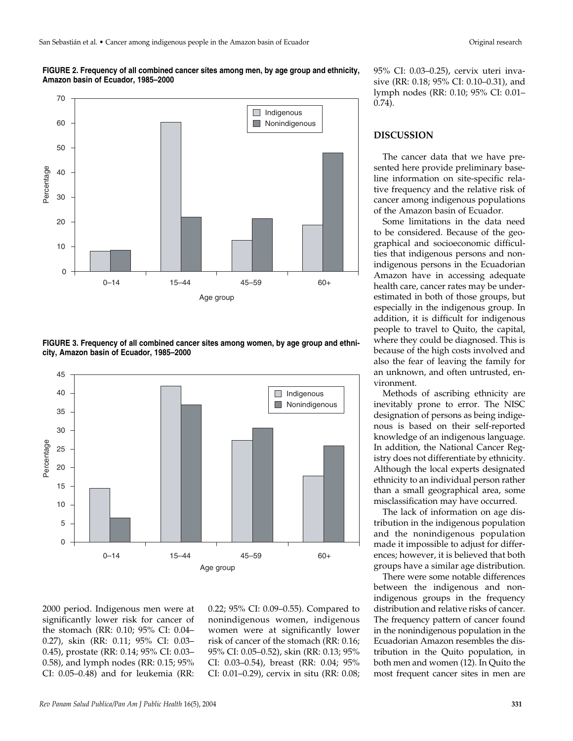**FIGURE 2. Frequency of all combined cancer sites among men, by age group and ethnicity, Amazon basin of Ecuador, 1985–2000**

**FIGURE 3. Frequency of all combined cancer sites among women, by age group and ethnicity, Amazon basin of Ecuador, 1985–2000**

2000 period. Indigenous men were at significantly lower risk for cancer of the stomach (RR: 0.10; 95% CI: 0.04–0.27), skin (RR: 0.11; 95% CI: 0.03–0.45), prostate (RR: 0.14; 95% CI: 0.03–0.58), and lymph nodes (RR: 0.15; 95% CI: 0.05–0.48) and for leukemia (RR: 0.22; 95% CI: 0.09–0.55). Compared to nonindigenous women, indigenous women were at significantly lower risk of cancer of the stomach (RR: 0.16; 95% CI: 0.05–0.52), skin (RR: 0.13; 95% CI: 0.03–0.54), breast (RR: 0.04; 95% CI: 0.01–0.29), cervix in situ (RR: 0.08; 95% CI: 0.03–0.25), cervix uteri invasive (RR: 0.18; 95% CI: 0.10–0.31), and lymph nodes (RR: 0.10; 95% CI: 0.01–0.74).

## DISCUSSION

The cancer data that we have presented here provide preliminary baseline information on site-specific relative frequency and the relative risk of cancer among indigenous populations of the Amazon basin of Ecuador.

Some limitations in the data need to be considered. Because of the geographical and socioeconomic difficulties that indigenous persons and nonindigenous persons in the Ecuadorian Amazon have in accessing adequate health care, cancer rates may be underestimated in both of those groups, but especially in the indigenous group. In addition, it is difficult for indigenous people to travel to Quito, the capital, where they could be diagnosed. This is because of the high costs involved and also the fear of leaving the family for an unknown, and often untrusted, environment.

Methods of ascribing ethnicity are inevitably prone to error. The NISC designation of persons as being indigenous is based on their self-reported knowledge of an indigenous language. In addition, the National Cancer Registry does not differentiate by ethnicity. Although the local experts designated ethnicity to an individual person rather than a small geographical area, some misclassification may have occurred.

The lack of information on age distribution in the indigenous population and the nonindigenous population made it impossible to adjust for differences; however, it is believed that both groups have a similar age distribution.

There were some notable differences between the indigenous and nonindigenous groups in the frequency distribution and relative risks of cancer. The frequency pattern of cancer found in the nonindigenous population in the Ecuadorian Amazon resembles the distribution in the Quito population, in both men and women (12). In Quito the most frequent cancer sites in men are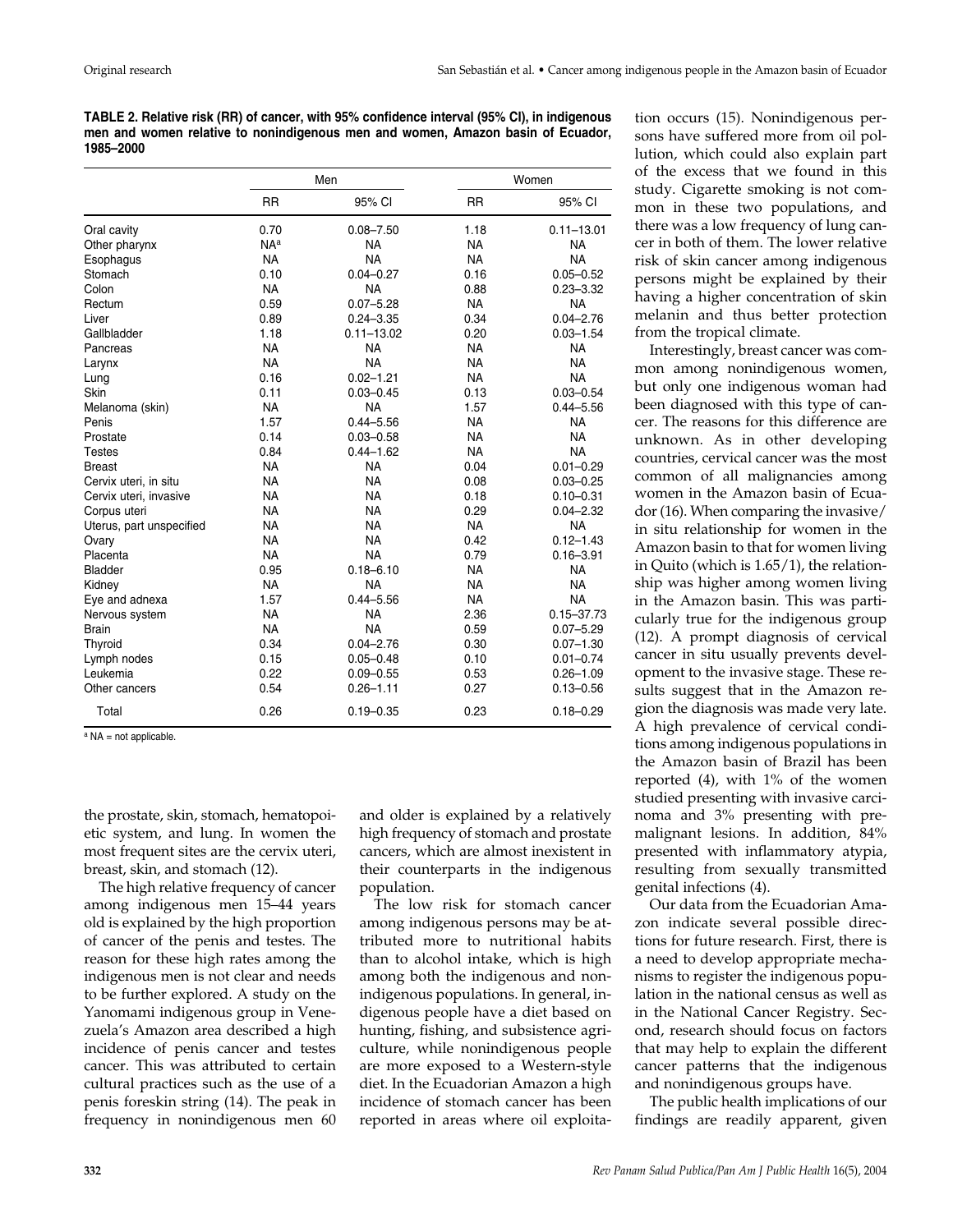**TABLE 2. Relative risk (RR) of cancer, with 95% confidence interval (95% CI), in indigenous men and women relative to nonindigenous men and women, Amazon basin of Ecuador, 1985–2000**

| | Men | | Women | |
|---|---|---|---|---|
| | RR | 95% CI | RR | 95% CI |
| Oral cavity | 0.70 | 0.08–7.50 | 1.18 | 0.11–13.01 |
| Other pharynx | NA[a] | NA | NA | NA |
| Esophagus | NA | NA | NA | NA |
| Stomach | 0.10 | 0.04–0.27 | 0.16 | 0.05–0.52 |
| Colon | NA | NA | 0.88 | 0.23–3.32 |
| Rectum | 0.59 | 0.07–5.28 | NA | NA |
| Liver | 0.89 | 0.24–3.35 | 0.34 | 0.04–2.76 |
| Gallbladder | 1.18 | 0.11–13.02 | 0.20 | 0.03–1.54 |
| Pancreas | NA | NA | NA | NA |
| Larynx | NA | NA | NA | NA |
| Lung | 0.16 | 0.02–1.21 | NA | NA |
| Skin | 0.11 | 0.03–0.45 | 0.13 | 0.03–0.54 |
| Melanoma (skin) | NA | NA | 1.57 | 0.44–5.56 |
| Penis | 1.57 | 0.44–5.56 | NA | NA |
| Prostate | 0.14 | 0.03–0.58 | NA | NA |
| Testes | 0.84 | 0.44–1.62 | NA | NA |
| Breast | NA | NA | 0.04 | 0.01–0.29 |
| Cervix uteri, in situ | NA | NA | 0.08 | 0.03–0.25 |
| Cervix uteri, invasive | NA | NA | 0.18 | 0.10–0.31 |
| Corpus uteri | NA | NA | 0.29 | 0.04–2.32 |
| Uterus, part unspecified | NA | NA | NA | NA |
| Ovary | NA | NA | 0.42 | 0.12–1.43 |
| Placenta | NA | NA | 0.79 | 0.16–3.91 |
| Bladder | 0.95 | 0.18–6.10 | NA | NA |
| Kidney | NA | NA | NA | NA |
| Eye and adnexa | 1.57 | 0.44–5.56 | NA | NA |
| Nervous system | NA | NA | 2.36 | 0.15–37.73 |
| Brain | NA | NA | 0.59 | 0.07–5.29 |
| Thyroid | 0.34 | 0.04–2.76 | 0.30 | 0.07–1.30 |
| Lymph nodes | 0.15 | 0.05–0.48 | 0.10 | 0.01–0.74 |
| Leukemia | 0.22 | 0.09–0.55 | 0.53 | 0.26–1.09 |
| Other cancers | 0.54 | 0.26–1.11 | 0.27 | 0.13–0.56 |
| Total | 0.26 | 0.19–0.35 | 0.23 | 0.18–0.29 |

[a] NA = not applicable.

the prostate, skin, stomach, hematopoietic system, and lung. In women the most frequent sites are the cervix uteri, breast, skin, and stomach (12).

The high relative frequency of cancer among indigenous men 15–44 years old is explained by the high proportion of cancer of the penis and testes. The reason for these high rates among the indigenous men is not clear and needs to be further explored. A study on the Yanomami indigenous group in Venezuela's Amazon area described a high incidence of penis cancer and testes cancer. This was attributed to certain cultural practices such as the use of a penis foreskin string (14). The peak in frequency in nonindigenous men 60 and older is explained by a relatively high frequency of stomach and prostate cancers, which are almost inexistent in their counterparts in the indigenous population.

The low risk for stomach cancer among indigenous persons may be attributed more to nutritional habits than to alcohol intake, which is high among both the indigenous and nonindigenous populations. In general, indigenous people have a diet based on hunting, fishing, and subsistence agriculture, while nonindigenous people are more exposed to a Western-style diet. In the Ecuadorian Amazon a high incidence of stomach cancer has been reported in areas where oil exploitation occurs (15). Nonindigenous persons have suffered more from oil pollution, which could also explain part of the excess that we found in this study. Cigarette smoking is not common in these two populations, and there was a low frequency of lung cancer in both of them. The lower relative risk of skin cancer among indigenous persons might be explained by their having a higher concentration of skin melanin and thus better protection from the tropical climate.

Interestingly, breast cancer was common among nonindigenous women, but only one indigenous woman had been diagnosed with this type of cancer. The reasons for this difference are unknown. As in other developing countries, cervical cancer was the most common of all malignancies among women in the Amazon basin of Ecuador (16). When comparing the invasive/in situ relationship for women in the Amazon basin to that for women living in Quito (which is 1.65/1), the relationship was higher among women living in the Amazon basin. This was particularly true for the indigenous group (12). A prompt diagnosis of cervical cancer in situ usually prevents development to the invasive stage. These results suggest that in the Amazon region the diagnosis was made very late. A high prevalence of cervical conditions among indigenous populations in the Amazon basin of Brazil has been reported (4), with 1% of the women studied presenting with invasive carcinoma and 3% presenting with premalignant lesions. In addition, 84% presented with inflammatory atypia, resulting from sexually transmitted genital infections (4).

Our data from the Ecuadorian Amazon indicate several possible directions for future research. First, there is a need to develop appropriate mechanisms to register the indigenous population in the national census as well as in the National Cancer Registry. Second, research should focus on factors that may help to explain the different cancer patterns that the indigenous and nonindigenous groups have.

The public health implications of our findings are readily apparent, given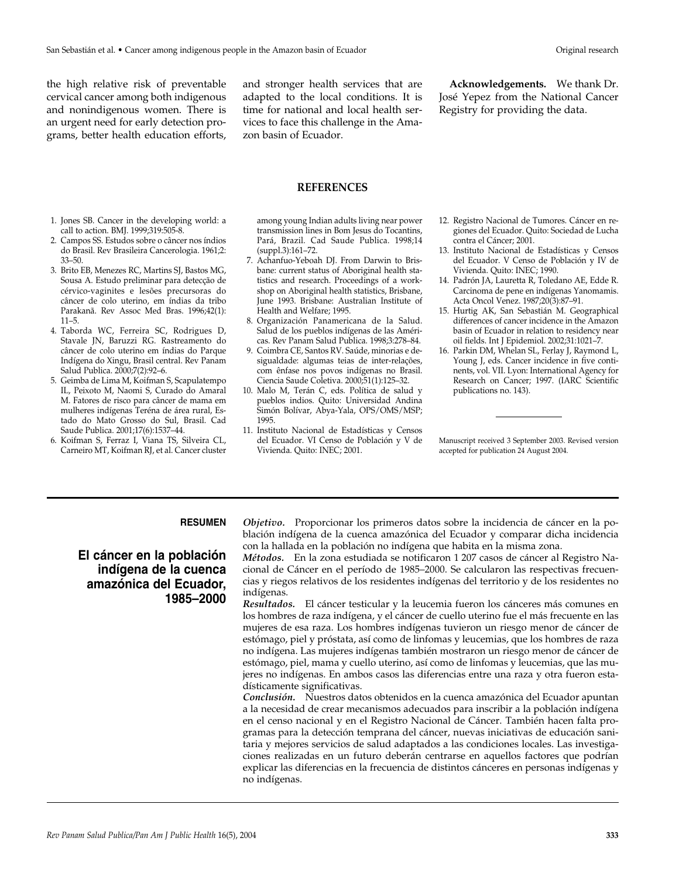the high relative risk of preventable cervical cancer among both indigenous and nonindigenous women. There is an urgent need for early detection programs, better health education efforts, and stronger health services that are adapted to the local conditions. It is time for national and local health services to face this challenge in the Amazon basin of Ecuador.

**Acknowledgements.** We thank Dr. José Yepez from the National Cancer Registry for providing the data.

## REFERENCES

1. Jones SB. Cancer in the developing world: a call to action. BMJ. 1999;319:505-8.
2. Campos SS. Estudos sobre o câncer nos índios do Brasil. Rev Brasileira Cancerologia. 1961;2: 33–50.
3. Brito EB, Menezes RC, Martins SJ, Bastos MG, Sousa A. Estudo preliminar para detecção de cérvico-vaginites e lesões precursoras do câncer de colo uterino, em índias da tribo Parakanã. Rev Assoc Med Bras. 1996;42(1): 11–5.
4. Taborda WC, Ferreira SC, Rodrigues D, Stavale JN, Baruzzi RG. Rastreamento do câncer de colo uterino em índias do Parque Indígena do Xingu, Brasil central. Rev Panam Salud Publica. 2000;7(2):92–6.
5. Geimba de Lima M, Koifman S, Scapulatempo IL, Peixoto M, Naomi S, Curado do Amaral M. Fatores de risco para câncer de mama em mulheres indígenas Teréna de área rural, Estado do Mato Grosso do Sul, Brasil. Cad Saude Publica. 2001;17(6):1537–44.
6. Koifman S, Ferraz I, Viana TS, Silveira CL, Carneiro MT, Koifman RJ, et al. Cancer cluster among young Indian adults living near power transmission lines in Bom Jesus do Tocantins, Pará, Brazil. Cad Saude Publica. 1998;14 (suppl.3):161–72.
7. Achanfuo-Yeboah DJ. From Darwin to Brisbane: current status of Aboriginal health statistics and research. Proceedings of a workshop on Aboriginal health statistics, Brisbane, June 1993. Brisbane: Australian Institute of Health and Welfare; 1995.
8. Organización Panamericana de la Salud. Salud de los pueblos indígenas de las Américas. Rev Panam Salud Publica. 1998;3:278–84.
9. Coimbra CE, Santos RV. Saúde, minorias e desigualdade: algumas teias de inter-relações, com ênfase nos povos indígenas no Brasil. Ciencia Saude Coletiva. 2000;51(1):125–32.
10. Malo M, Terán C, eds. Política de salud y pueblos indios. Quito: Universidad Andina Simón Bolívar, Abya-Yala, OPS/OMS/MSP; 1995.
11. Instituto Nacional de Estadísticas y Censos del Ecuador. VI Censo de Población y V de Vivienda. Quito: INEC; 2001.
12. Registro Nacional de Tumores. Cáncer en regiones del Ecuador. Quito: Sociedad de Lucha contra el Cáncer; 2001.
13. Instituto Nacional de Estadísticas y Censos del Ecuador. V Censo de Población y IV de Vivienda. Quito: INEC; 1990.
14. Padrón JA, Lauretta R, Toledano AE, Edde R. Carcinoma de pene en indígenas Yanomamis. Acta Oncol Venez. 1987;20(3):87–91.
15. Hurtig AK, San Sebastián M. Geographical differences of cancer incidence in the Amazon basin of Ecuador in relation to residency near oil fields. Int J Epidemiol. 2002;31:1021–7.
16. Parkin DM, Whelan SL, Ferlay J, Raymond L, Young J, eds. Cancer incidence in five continents, vol. VII. Lyon: International Agency for Research on Cancer; 1997. (IARC Scientific publications no. 143).

Manuscript received 3 September 2003. Revised version accepted for publication 24 August 2004.

---

**RESUMEN**

## El cáncer en la población indígena de la cuenca amazónica del Ecuador, 1985–2000

***Objetivo.*** Proporcionar los primeros datos sobre la incidencia de cáncer en la población indígena de la cuenca amazónica del Ecuador y comparar dicha incidencia con la hallada en la población no indígena que habita en la misma zona.

***Métodos.*** En la zona estudiada se notificaron 1 207 casos de cáncer al Registro Nacional de Cáncer en el período de 1985–2000. Se calcularon las respectivas frecuencias y riegos relativos de los residentes indígenas del territorio y de los residentes no indígenas.

***Resultados.*** El cáncer testicular y la leucemia fueron los cánceres más comunes en los hombres de raza indígena, y el cáncer de cuello uterino fue el más frecuente en las mujeres de esa raza. Los hombres indígenas tuvieron un riesgo menor de cáncer de estómago, piel y próstata, así como de linfomas y leucemias, que los hombres de raza no indígena. Las mujeres indígenas también mostraron un riesgo menor de cáncer de estómago, piel, mama y cuello uterino, así como de linfomas y leucemias, que las mujeres no indígenas. En ambos casos las diferencias entre una raza y otra fueron estadísticamente significativas.

***Conclusión.*** Nuestros datos obtenidos en la cuenca amazónica del Ecuador apuntan a la necesidad de crear mecanismos adecuados para inscribir a la población indígena en el censo nacional y en el Registro Nacional de Cáncer. También hacen falta programas para la detección temprana del cáncer, nuevas iniciativas de educación sanitaria y mejores servicios de salud adaptados a las condiciones locales. Las investigaciones realizadas en un futuro deberán centrarse en aquellos factores que podrían explicar las diferencias en la frecuencia de distintos cánceres en personas indígenas y no indígenas.